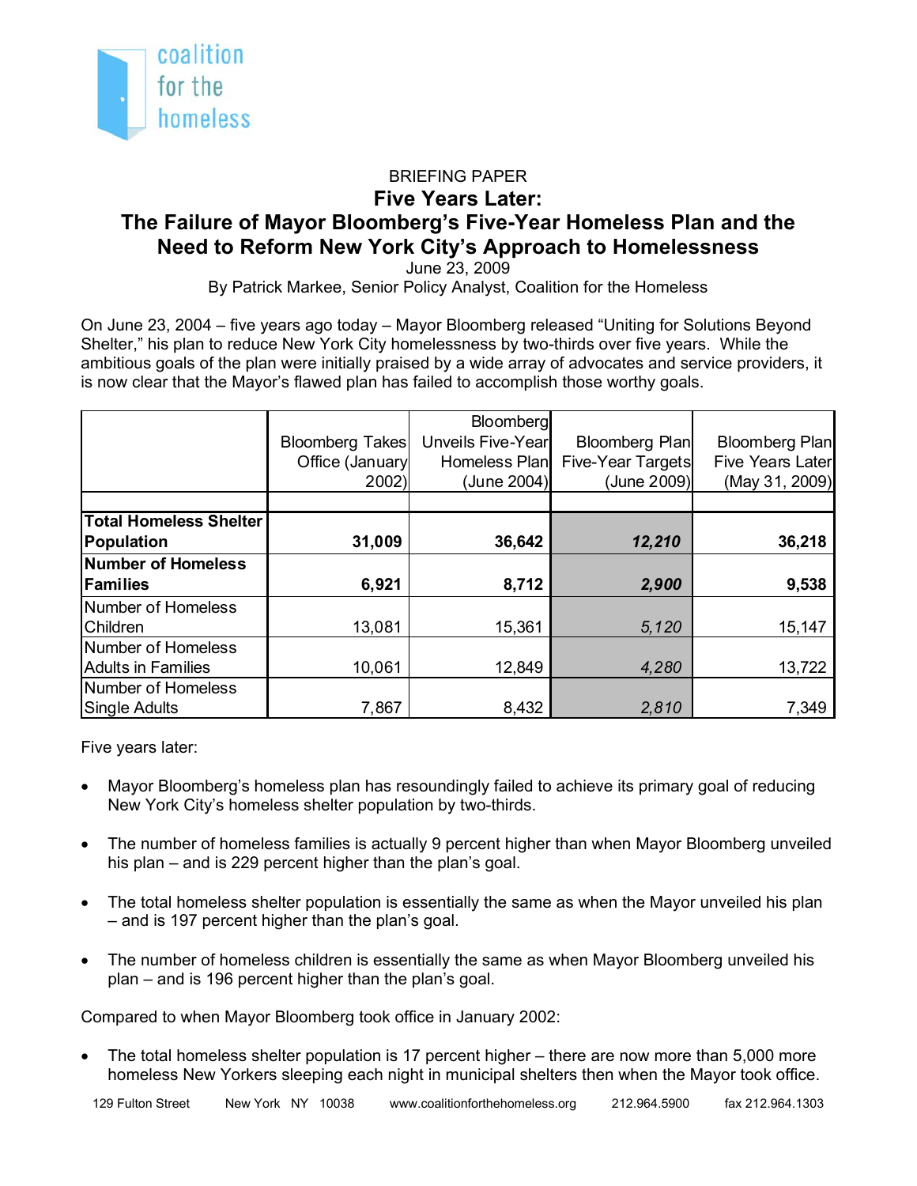coalition for the homeless

BRIEFING PAPER

# Five Years Later: The Failure of Mayor Bloomberg's Five-Year Homeless Plan and the Need to Reform New York City's Approach to Homelessness

June 23, 2009

By Patrick Markee, Senior Policy Analyst, Coalition for the Homeless

On June 23, 2004 – five years ago today – Mayor Bloomberg released "Uniting for Solutions Beyond Shelter," his plan to reduce New York City homelessness by two-thirds over five years. While the ambitious goals of the plan were initially praised by a wide array of advocates and service providers, it is now clear that the Mayor's flawed plan has failed to accomplish those worthy goals.

| | Bloomberg Takes Office (January 2002) | Bloomberg Unveils Five-Year Homeless Plan (June 2004) | Bloomberg Plan Five-Year Targets (June 2009) | Bloomberg Plan Five Years Later (May 31, 2009) |
|---|---|---|---|---|
| **Total Homeless Shelter Population** | **31,009** | **36,642** | ***12,210*** | **36,218** |
| **Number of Homeless Families** | **6,921** | **8,712** | ***2,900*** | **9,538** |
| Number of Homeless Children | 13,081 | 15,361 | *5,120* | 15,147 |
| Number of Homeless Adults in Families | 10,061 | 12,849 | *4,280* | 13,722 |
| Number of Homeless Single Adults | 7,867 | 8,432 | *2,810* | 7,349 |

Five years later:

- Mayor Bloomberg's homeless plan has resoundingly failed to achieve its primary goal of reducing New York City's homeless shelter population by two-thirds.
- The number of homeless families is actually 9 percent higher than when Mayor Bloomberg unveiled his plan – and is 229 percent higher than the plan's goal.
- The total homeless shelter population is essentially the same as when the Mayor unveiled his plan – and is 197 percent higher than the plan's goal.
- The number of homeless children is essentially the same as when Mayor Bloomberg unveiled his plan – and is 196 percent higher than the plan's goal.

Compared to when Mayor Bloomberg took office in January 2002:

- The total homeless shelter population is 17 percent higher – there are now more than 5,000 more homeless New Yorkers sleeping each night in municipal shelters then when the Mayor took office.

129 Fulton Street New York NY 10038 www.coalitionforthehomeless.org 212.964.5900 fax 212.964.1303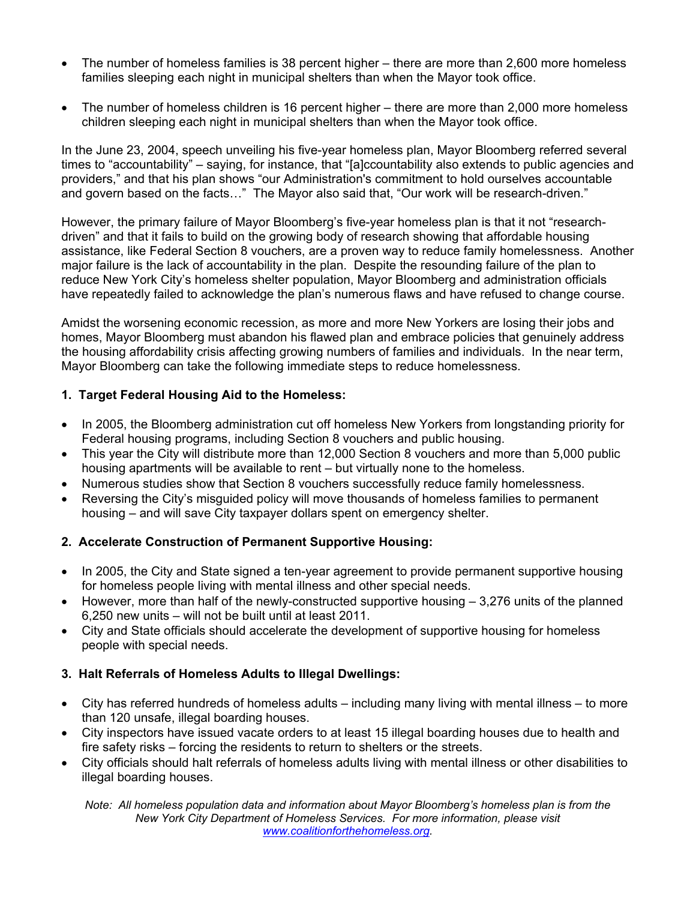- The number of homeless families is 38 percent higher – there are more than 2,600 more homeless families sleeping each night in municipal shelters than when the Mayor took office.

- The number of homeless children is 16 percent higher – there are more than 2,000 more homeless children sleeping each night in municipal shelters than when the Mayor took office.

In the June 23, 2004, speech unveiling his five-year homeless plan, Mayor Bloomberg referred several times to "accountability" – saying, for instance, that "[a]ccountability also extends to public agencies and providers," and that his plan shows "our Administration's commitment to hold ourselves accountable and govern based on the facts…" The Mayor also said that, "Our work will be research-driven."

However, the primary failure of Mayor Bloomberg's five-year homeless plan is that it not "research-driven" and that it fails to build on the growing body of research showing that affordable housing assistance, like Federal Section 8 vouchers, are a proven way to reduce family homelessness. Another major failure is the lack of accountability in the plan. Despite the resounding failure of the plan to reduce New York City's homeless shelter population, Mayor Bloomberg and administration officials have repeatedly failed to acknowledge the plan's numerous flaws and have refused to change course.

Amidst the worsening economic recession, as more and more New Yorkers are losing their jobs and homes, Mayor Bloomberg must abandon his flawed plan and embrace policies that genuinely address the housing affordability crisis affecting growing numbers of families and individuals. In the near term, Mayor Bloomberg can take the following immediate steps to reduce homelessness.

**1. Target Federal Housing Aid to the Homeless:**

- In 2005, the Bloomberg administration cut off homeless New Yorkers from longstanding priority for Federal housing programs, including Section 8 vouchers and public housing.
- This year the City will distribute more than 12,000 Section 8 vouchers and more than 5,000 public housing apartments will be available to rent – but virtually none to the homeless.
- Numerous studies show that Section 8 vouchers successfully reduce family homelessness.
- Reversing the City's misguided policy will move thousands of homeless families to permanent housing – and will save City taxpayer dollars spent on emergency shelter.

**2. Accelerate Construction of Permanent Supportive Housing:**

- In 2005, the City and State signed a ten-year agreement to provide permanent supportive housing for homeless people living with mental illness and other special needs.
- However, more than half of the newly-constructed supportive housing – 3,276 units of the planned 6,250 new units – will not be built until at least 2011.
- City and State officials should accelerate the development of supportive housing for homeless people with special needs.

**3. Halt Referrals of Homeless Adults to Illegal Dwellings:**

- City has referred hundreds of homeless adults – including many living with mental illness – to more than 120 unsafe, illegal boarding houses.
- City inspectors have issued vacate orders to at least 15 illegal boarding houses due to health and fire safety risks – forcing the residents to return to shelters or the streets.
- City officials should halt referrals of homeless adults living with mental illness or other disabilities to illegal boarding houses.

*Note: All homeless population data and information about Mayor Bloomberg's homeless plan is from the New York City Department of Homeless Services. For more information, please visit www.coalitionforthehomeless.org.*